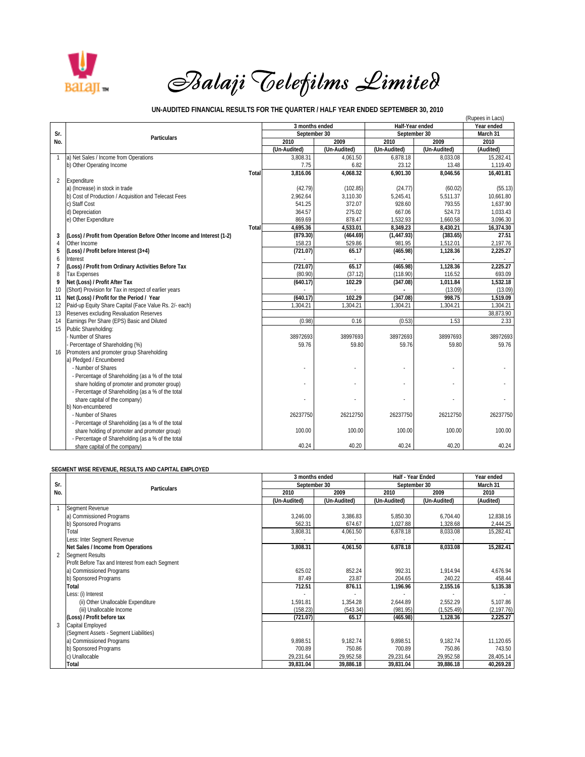# Balaji Telefilms Limited

## UN-AUDITED FINANCIAL RESULTS FOR THE QUARTER / HALF YEAR ENDED SEPTEMBER 30, 2010

(Rupees in Lacs)

| Sr. No. | Particulars | 3 months ended September 30 | | Half-Year ended September 30 | | Year ended March 31 |
|---|---|---|---|---|---|---|
| | | 2010 | 2009 | 2010 | 2009 | 2010 |
| | | (Un-Audited) | (Un-Audited) | (Un-Audited) | (Un-Audited) | (Audited) |
| 1 | a) Net Sales / Income from Operations | 3,808.31 | 4,061.50 | 6,878.18 | 8,033.08 | 15,282.41 |
| | b) Other Operating Income | 7.75 | 6.82 | 23.12 | 13.48 | 1,119.40 |
| | Total | 3,816.06 | 4,068.32 | 6,901.30 | 8,046.56 | 16,401.81 |
| 2 | Expenditure | | | | | |
| | a) (Increase) in stock in trade | (42.79) | (102.85) | (24.77) | (60.02) | (55.13) |
| | b) Cost of Production / Acquisition and Telecast Fees | 2,962.64 | 3,110.30 | 5,245.41 | 5,511.37 | 10,661.80 |
| | c) Staff Cost | 541.25 | 372.07 | 928.60 | 793.55 | 1,637.90 |
| | d) Depreciation | 364.57 | 275.02 | 667.06 | 524.73 | 1,033.43 |
| | e) Other Expenditure | 869.69 | 878.47 | 1,532.93 | 1,660.58 | 3,096.30 |
| | Total | 4,695.36 | 4,533.01 | 8,349.23 | 8,430.21 | 16,374.30 |
| 3 | **(Loss) / Profit from Operation Before Other Income and Interest (1-2)** | **(879.30)** | **(464.69)** | **(1,447.93)** | **(383.65)** | **27.51** |
| 4 | Other Income | 158.23 | 529.86 | 981.95 | 1,512.01 | 2,197.76 |
| 5 | **(Loss) / Profit before Interest (3+4)** | **(721.07)** | **65.17** | **(465.98)** | **1,128.36** | **2,225.27** |
| 6 | Interest | - | - | - | - | - |
| 7 | **(Loss) / Profit from Ordinary Activities Before Tax** | **(721.07)** | **65.17** | **(465.98)** | **1,128.36** | **2,225.27** |
| 8 | Tax Expenses | (80.90) | (37.12) | (118.90) | 116.52 | 693.09 |
| 9 | **Net (Loss) / Profit After Tax** | **(640.17)** | **102.29** | **(347.08)** | **1,011.84** | **1,532.18** |
| 10 | (Short) Provision for Tax in respect of earlier years | - | - | - | (13.09) | (13.09) |
| 11 | **Net (Loss) / Profit for the Period / Year** | **(640.17)** | **102.29** | **(347.08)** | **998.75** | **1,519.09** |
| 12 | Paid-up Equity Share Capital (Face Value Rs. 2/- each) | 1,304.21 | 1,304.21 | 1,304.21 | 1,304.21 | 1,304.21 |
| 13 | Reserves excluding Revaluation Reserves | | | | | 38,873.90 |
| 14 | Earnings Per Share (EPS) Basic and Diluted | (0.98) | 0.16 | (0.53) | 1.53 | 2.33 |
| 15 | Public Shareholding: | | | | | |
| | - Number of Shares | 38972693 | 38997693 | 38972693 | 38997693 | 38972693 |
| | - Percentage of Shareholding (%) | 59.76 | 59.80 | 59.76 | 59.80 | 59.76 |
| 16 | Promoters and promoter group Shareholding | | | | | |
| | a) Pledged / Encumbered | | | | | |
| | - Number of Shares | - | - | - | - | - |
| | - Percentage of Shareholding (as a % of the total share holding of promoter and promoter group) | - | - | - | - | - |
| | - Percentage of Shareholding (as a % of the total share capital of the company) | - | - | - | - | - |
| | b) Non-encumbered | | | | | |
| | - Number of Shares | 26237750 | 26212750 | 26237750 | 26212750 | 26237750 |
| | - Percentage of Shareholding (as a % of the total share holding of promoter and promoter group) | 100.00 | 100.00 | 100.00 | 100.00 | 100.00 |
| | - Percentage of Shareholding (as a % of the total share capital of the company) | 40.24 | 40.20 | 40.24 | 40.20 | 40.24 |

### SEGMENT WISE REVENUE, RESULTS AND CAPITAL EMPLOYED

| Sr. No. | Particulars | 3 months ended September 30 | | Half - Year Ended September 30 | | Year ended March 31 |
|---|---|---|---|---|---|---|
| | | 2010 | 2009 | 2010 | 2009 | 2010 |
| | | (Un-Audited) | (Un-Audited) | (Un-Audited) | (Un-Audited) | (Audited) |
| 1 | Segment Revenue | | | | | |
| | a) Commissioned Programs | 3,246.00 | 3,386.83 | 5,850.30 | 6,704.40 | 12,838.16 |
| | b) Sponsored Programs | 562.31 | 674.67 | 1,027.88 | 1,328.68 | 2,444.25 |
| | Total | 3,808.31 | 4,061.50 | 6,878.18 | 8,033.08 | 15,282.41 |
| | Less: Inter Segment Revenue | - | - | - | - | - |
| | **Net Sales / Income from Operations** | **3,808.31** | **4,061.50** | **6,878.18** | **8,033.08** | **15,282.41** |
| 2 | Segment Results | | | | | |
| | Profit Before Tax and Interest from each Segment | | | | | |
| | a) Commissioned Programs | 625.02 | 852.24 | 992.31 | 1,914.94 | 4,676.94 |
| | b) Sponsored Programs | 87.49 | 23.87 | 204.65 | 240.22 | 458.44 |
| | **Total** | **712.51** | **876.11** | **1,196.96** | **2,155.16** | **5,135.38** |
| | Less: (i) Interest | - | - | - | - | - |
| | (ii) Other Unallocable Expenditure | 1,591.81 | 1,354.28 | 2,644.89 | 2,552.29 | 5,107.86 |
| | (iii) Unallocable Income | (158.23) | (543.34) | (981.95) | (1,525.49) | (2,197.76) |
| | **(Loss) / Profit before tax** | **(721.07)** | **65.17** | **(465.98)** | **1,128.36** | **2,225.27** |
| 3 | Capital Employed | | | | | |
| | (Segment Assets - Segment Liabilities) | | | | | |
| | a) Commissioned Programs | 9,898.51 | 9,182.74 | 9,898.51 | 9,182.74 | 11,120.65 |
| | b) Sponsored Programs | 700.89 | 750.86 | 700.89 | 750.86 | 743.50 |
| | c) Unallocable | 29,231.64 | 29,952.58 | 29,231.64 | 29,952.58 | 28,405.14 |
| | **Total** | **39,831.04** | **39,886.18** | **39,831.04** | **39,886.18** | **40,269.28** |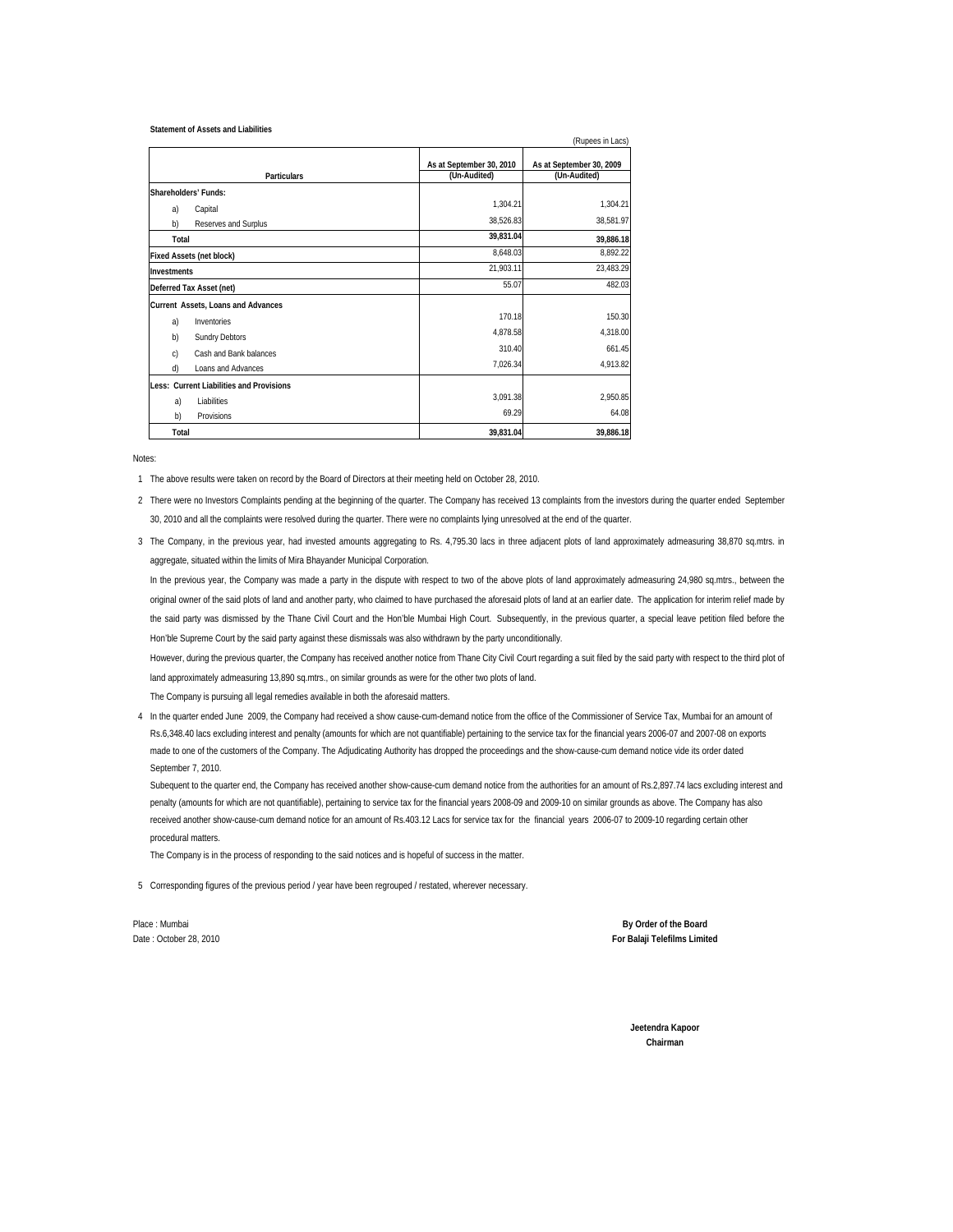**Statement of Assets and Liabilities**

(Rupees in Lacs)

| Particulars | As at September 30, 2010 (Un-Audited) | As at September 30, 2009 (Un-Audited) |
|---|---|---|
| **Shareholders' Funds:** | | |
| a) Capital | 1,304.21 | 1,304.21 |
| b) Reserves and Surplus | 38,526.83 | 38,581.97 |
| **Total** | **39,831.04** | **39,886.18** |
| **Fixed Assets (net block)** | 8,648.03 | 8,892.22 |
| **Investments** | 21,903.11 | 23,483.29 |
| **Deferred Tax Asset (net)** | 55.07 | 482.03 |
| **Current Assets, Loans and Advances** | | |
| a) Inventories | 170.18 | 150.30 |
| b) Sundry Debtors | 4,878.58 | 4,318.00 |
| c) Cash and Bank balances | 310.40 | 661.45 |
| d) Loans and Advances | 7,026.34 | 4,913.82 |
| **Less: Current Liabilities and Provisions** | | |
| a) Liabilities | 3,091.38 | 2,950.85 |
| b) Provisions | 69.29 | 64.08 |
| **Total** | **39,831.04** | **39,886.18** |

Notes:

1. The above results were taken on record by the Board of Directors at their meeting held on October 28, 2010.

2. There were no Investors Complaints pending at the beginning of the quarter. The Company has received 13 complaints from the investors during the quarter ended September 30, 2010 and all the complaints were resolved during the quarter. There were no complaints lying unresolved at the end of the quarter.

3. The Company, in the previous year, had invested amounts aggregating to Rs. 4,795.30 lacs in three adjacent plots of land approximately admeasuring 38,870 sq.mtrs. in aggregate, situated within the limits of Mira Bhayander Municipal Corporation.

   In the previous year, the Company was made a party in the dispute with respect to two of the above plots of land approximately admeasuring 24,980 sq.mtrs., between the original owner of the said plots of land and another party, who claimed to have purchased the aforesaid plots of land at an earlier date. The application for interim relief made by the said party was dismissed by the Thane Civil Court and the Hon'ble Mumbai High Court. Subsequently, in the previous quarter, a special leave petition filed before the Hon'ble Supreme Court by the said party against these dismissals was also withdrawn by the party unconditionally.

   However, during the previous quarter, the Company has received another notice from Thane City Civil Court regarding a suit filed by the said party with respect to the third plot of land approximately admeasuring 13,890 sq.mtrs., on similar grounds as were for the other two plots of land.

   The Company is pursuing all legal remedies available in both the aforesaid matters.

4. In the quarter ended June 2009, the Company had received a show cause-cum-demand notice from the office of the Commissioner of Service Tax, Mumbai for an amount of Rs.6,348.40 lacs excluding interest and penalty (amounts for which are not quantifiable) pertaining to the service tax for the financial years 2006-07 and 2007-08 on exports made to one of the customers of the Company. The Adjudicating Authority has dropped the proceedings and the show-cause-cum demand notice vide its order dated September 7, 2010.

   Subsequent to the quarter end, the Company has received another show-cause-cum demand notice from the authorities for an amount of Rs.2,897.74 lacs excluding interest and penalty (amounts for which are not quantifiable), pertaining to service tax for the financial years 2008-09 and 2009-10 on similar grounds as above. The Company has also received another show-cause-cum demand notice for an amount of Rs.403.12 Lacs for service tax for the financial years 2006-07 to 2009-10 regarding certain other procedural matters.

   The Company is in the process of responding to the said notices and is hopeful of success in the matter.

5. Corresponding figures of the previous period / year have been regrouped / restated, wherever necessary.

Place : Mumbai
Date : October 28, 2010

**By Order of the Board**
**For Balaji Telefilms Limited**

**Jeetendra Kapoor**
**Chairman**